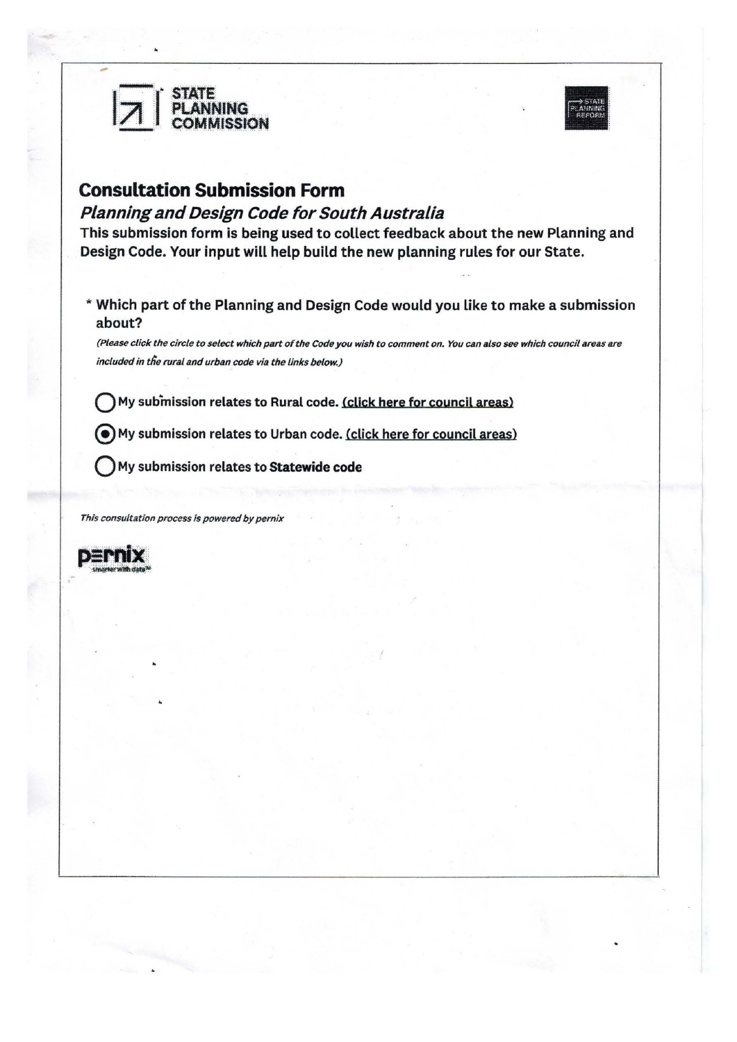STATE PLANNING COMMISSION

STATE PLANNING REFORM

## Consultation Submission Form

### *Planning and Design Code for South Australia*

**This submission form is being used to collect feedback about the new Planning and Design Code. Your input will help build the new planning rules for our State.**

**\* Which part of the Planning and Design Code would you like to make a submission about?**

*(Please click the circle to select which part of the Code you wish to comment on. You can also see which council areas are included in the rural and urban code via the links below.)*

○ **My submission relates to Rural code.** (click here for council areas)

◉ **My submission relates to Urban code.** (click here for council areas)

○ **My submission relates to Statewide code**

*This consultation process is powered by pernix*

pernix
smarter with data™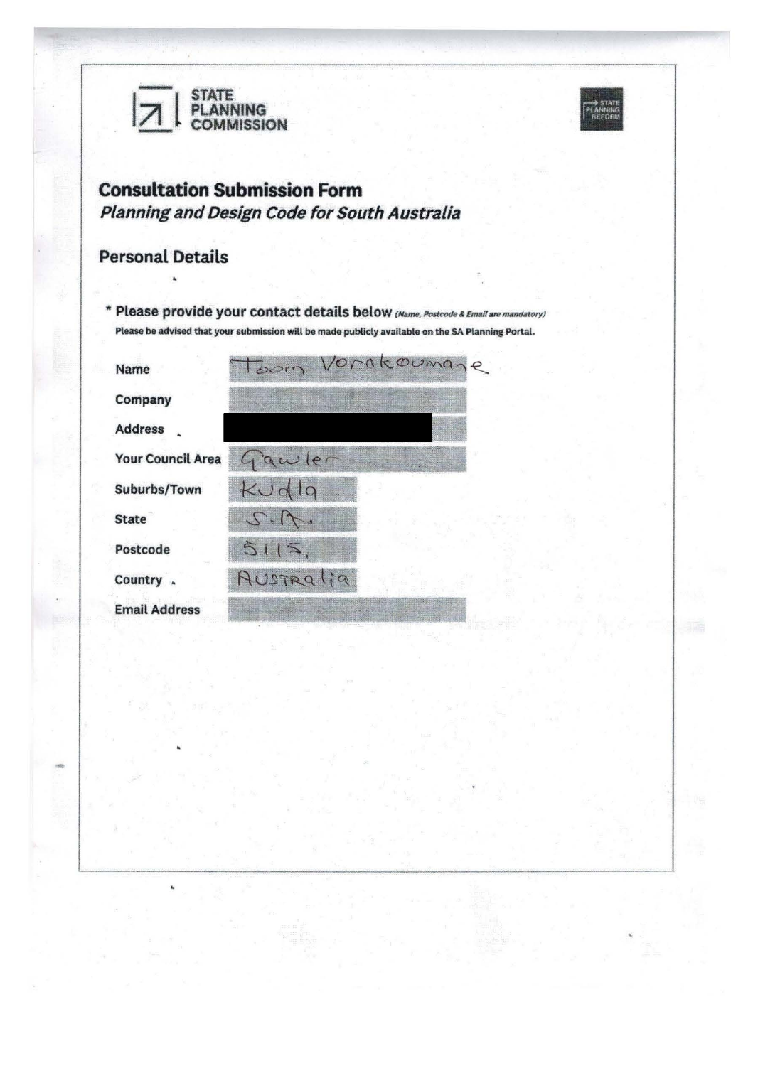STATE PLANNING COMMISSION

## Consultation Submission Form

*Planning and Design Code for South Australia*

### Personal Details

**\* Please provide your contact details below** *(Name, Postcode & Email are mandatory)*

**Please be advised that your submission will be made publicly available on the SA Planning Portal.**

| | |
|---|---|
| Name | Toom Vorakoumane |
| Company | |
| Address | |
| Your Council Area | Gawler |
| Suburbs/Town | Kudla |
| State | S.A. |
| Postcode | 5115, |
| Country | AUSTRALIA |
| Email Address | |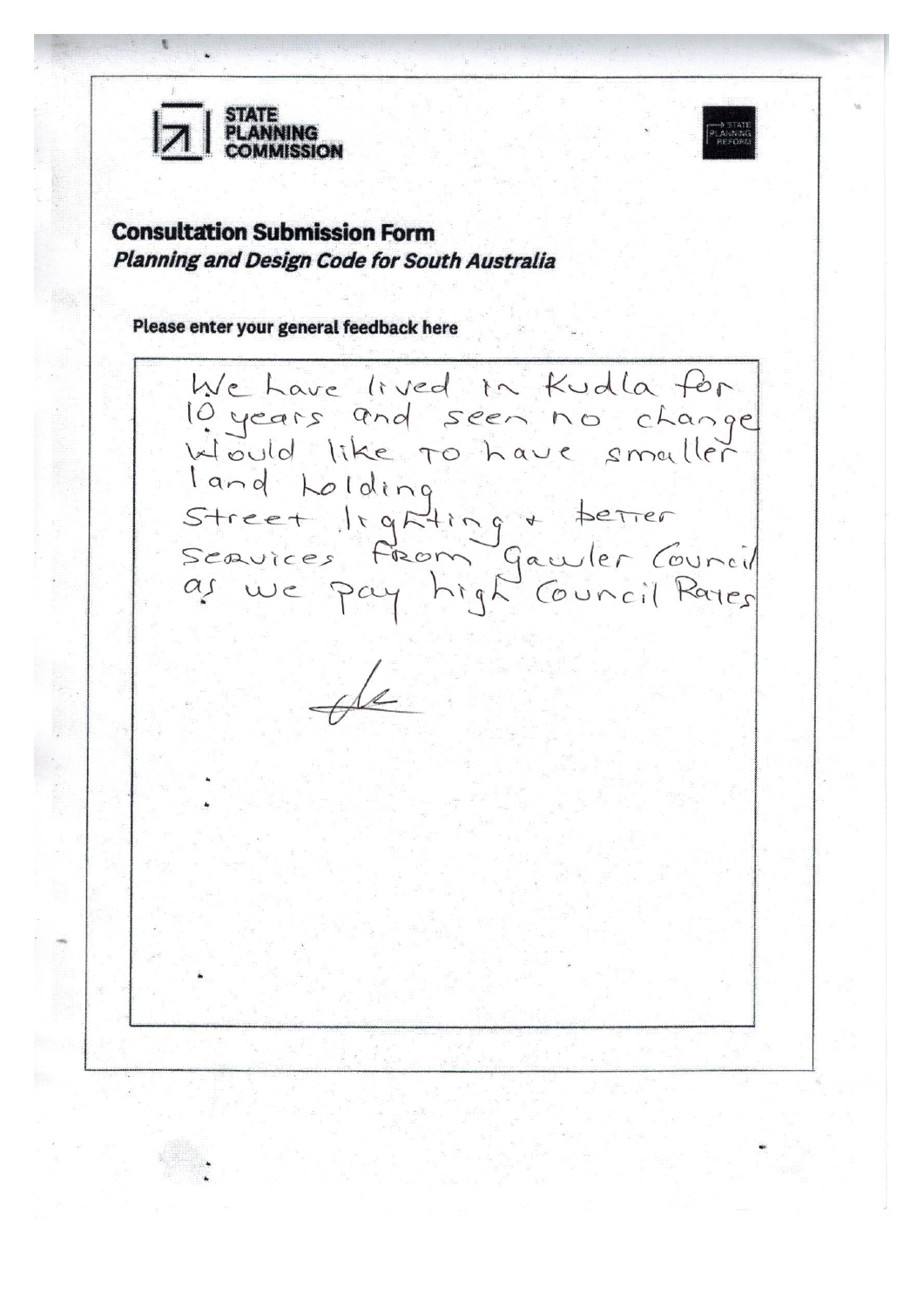**STATE PLANNING COMMISSION**

## Consultation Submission Form

***Planning and Design Code for South Australia***

**Please enter your general feedback here**

We have lived in Kudla for 10 years and seen no change
Would like to have smaller land holding
Street lighting + better services from Gawler Council as we pay high Council Rates